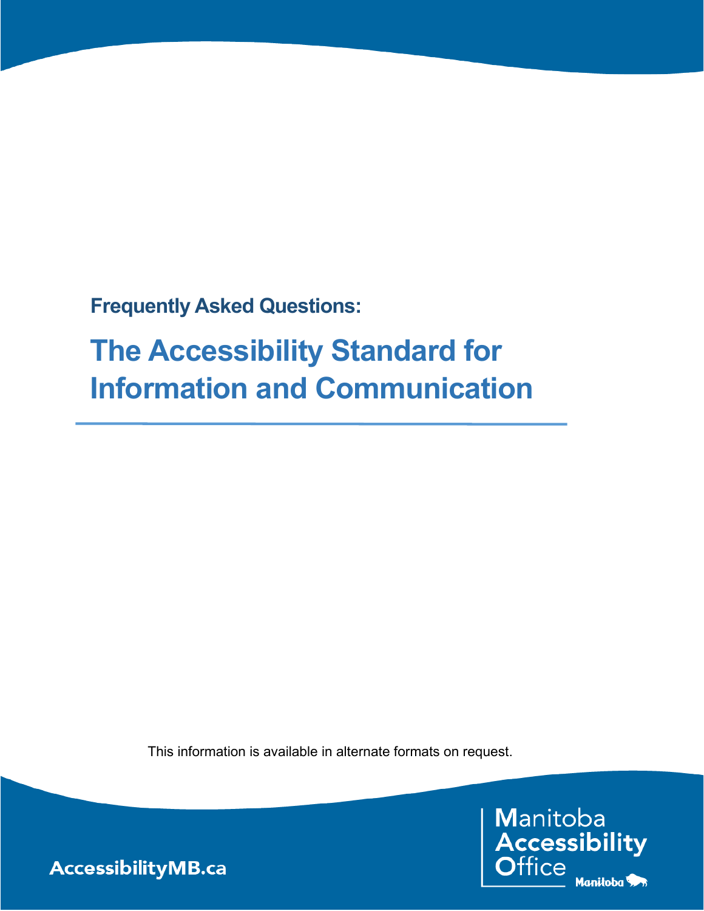Frequently Asked Questions:

# The Accessibility Standard for Information and Communication

This information is available in alternate formats on request.

AccessibilityMB.ca

Manitoba Accessibility Office

Manitoba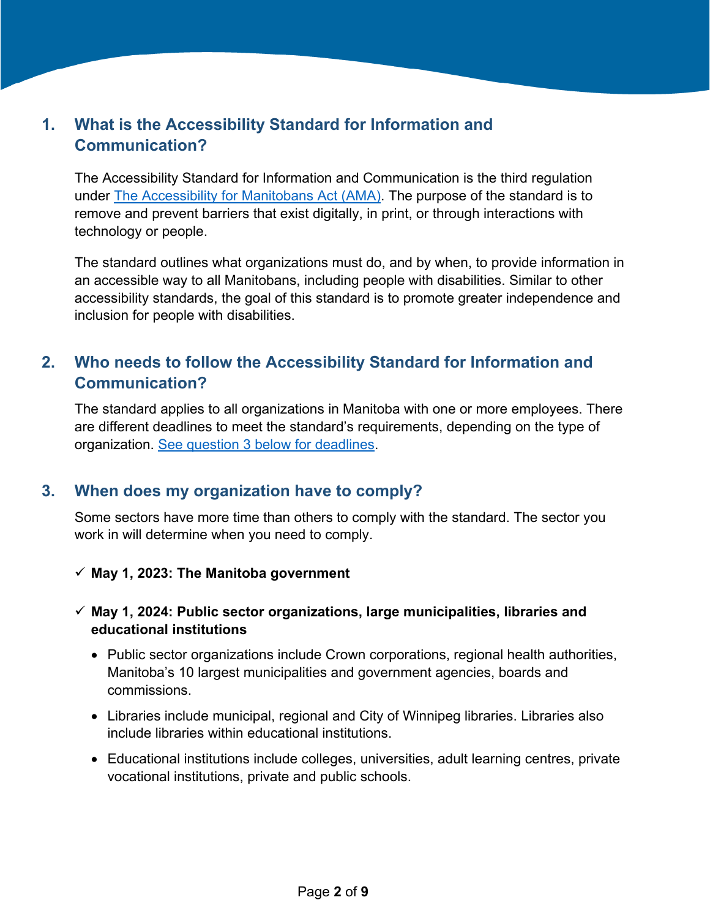## 1. What is the Accessibility Standard for Information and Communication?

The Accessibility Standard for Information and Communication is the third regulation under [The Accessibility for Manitobans Act (AMA)](). The purpose of the standard is to remove and prevent barriers that exist digitally, in print, or through interactions with technology or people.

The standard outlines what organizations must do, and by when, to provide information in an accessible way to all Manitobans, including people with disabilities. Similar to other accessibility standards, the goal of this standard is to promote greater independence and inclusion for people with disabilities.

## 2. Who needs to follow the Accessibility Standard for Information and Communication?

The standard applies to all organizations in Manitoba with one or more employees. There are different deadlines to meet the standard's requirements, depending on the type of organization. [See question 3 below for deadlines]().

## 3. When does my organization have to comply?

Some sectors have more time than others to comply with the standard. The sector you work in will determine when you need to comply.

✓ **May 1, 2023: The Manitoba government**

✓ **May 1, 2024: Public sector organizations, large municipalities, libraries and educational institutions**

- Public sector organizations include Crown corporations, regional health authorities, Manitoba's 10 largest municipalities and government agencies, boards and commissions.
- Libraries include municipal, regional and City of Winnipeg libraries. Libraries also include libraries within educational institutions.
- Educational institutions include colleges, universities, adult learning centres, private vocational institutions, private and public schools.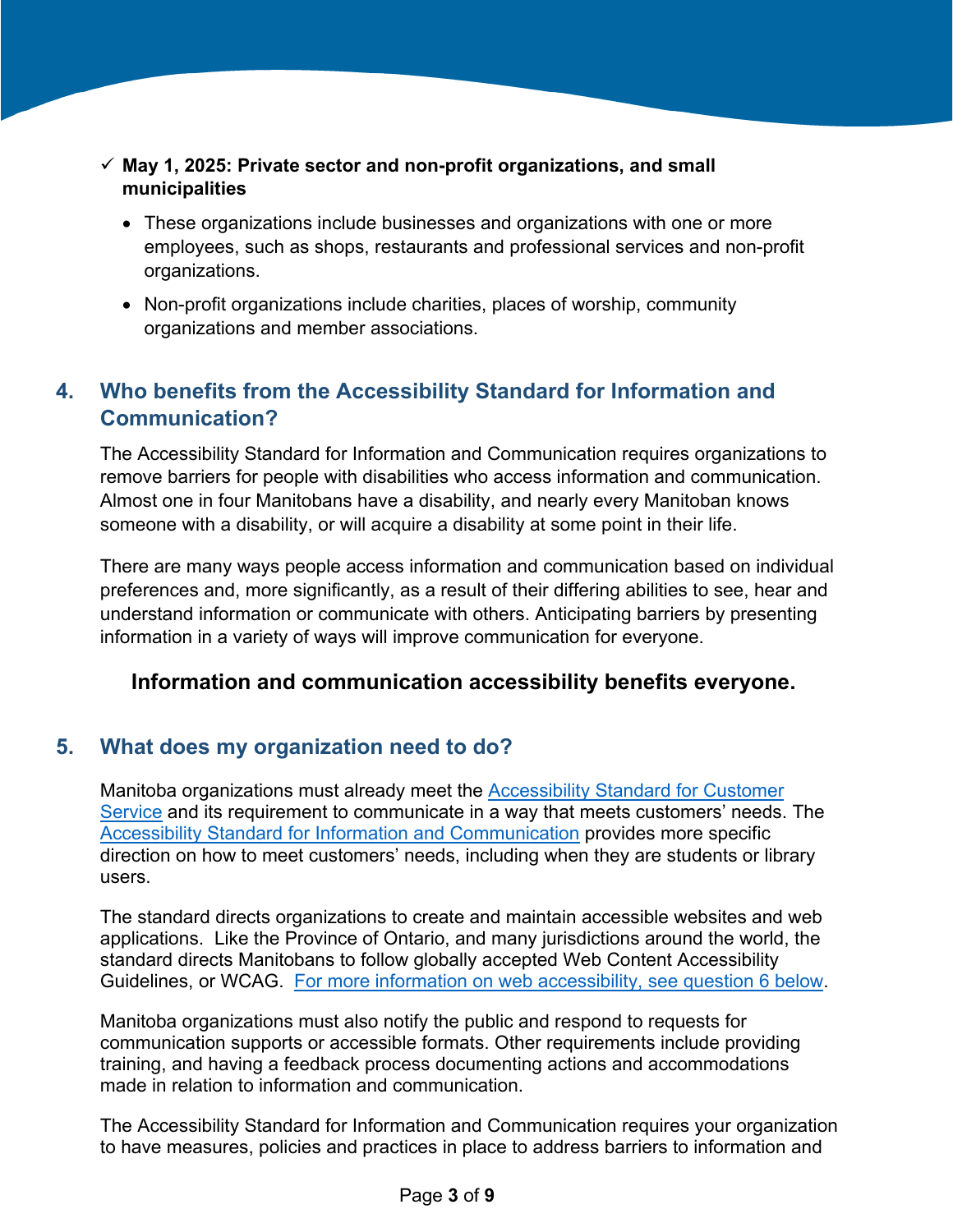- ✓ **May 1, 2025: Private sector and non-profit organizations, and small municipalities**
  - These organizations include businesses and organizations with one or more employees, such as shops, restaurants and professional services and non-profit organizations.
  - Non-profit organizations include charities, places of worship, community organizations and member associations.

## 4. Who benefits from the Accessibility Standard for Information and Communication?

The Accessibility Standard for Information and Communication requires organizations to remove barriers for people with disabilities who access information and communication. Almost one in four Manitobans have a disability, and nearly every Manitoban knows someone with a disability, or will acquire a disability at some point in their life.

There are many ways people access information and communication based on individual preferences and, more significantly, as a result of their differing abilities to see, hear and understand information or communicate with others. Anticipating barriers by presenting information in a variety of ways will improve communication for everyone.

**Information and communication accessibility benefits everyone.**

## 5. What does my organization need to do?

Manitoba organizations must already meet the Accessibility Standard for Customer Service and its requirement to communicate in a way that meets customers' needs. The Accessibility Standard for Information and Communication provides more specific direction on how to meet customers' needs, including when they are students or library users.

The standard directs organizations to create and maintain accessible websites and web applications. Like the Province of Ontario, and many jurisdictions around the world, the standard directs Manitobans to follow globally accepted Web Content Accessibility Guidelines, or WCAG. For more information on web accessibility, see question 6 below.

Manitoba organizations must also notify the public and respond to requests for communication supports or accessible formats. Other requirements include providing training, and having a feedback process documenting actions and accommodations made in relation to information and communication.

The Accessibility Standard for Information and Communication requires your organization to have measures, policies and practices in place to address barriers to information and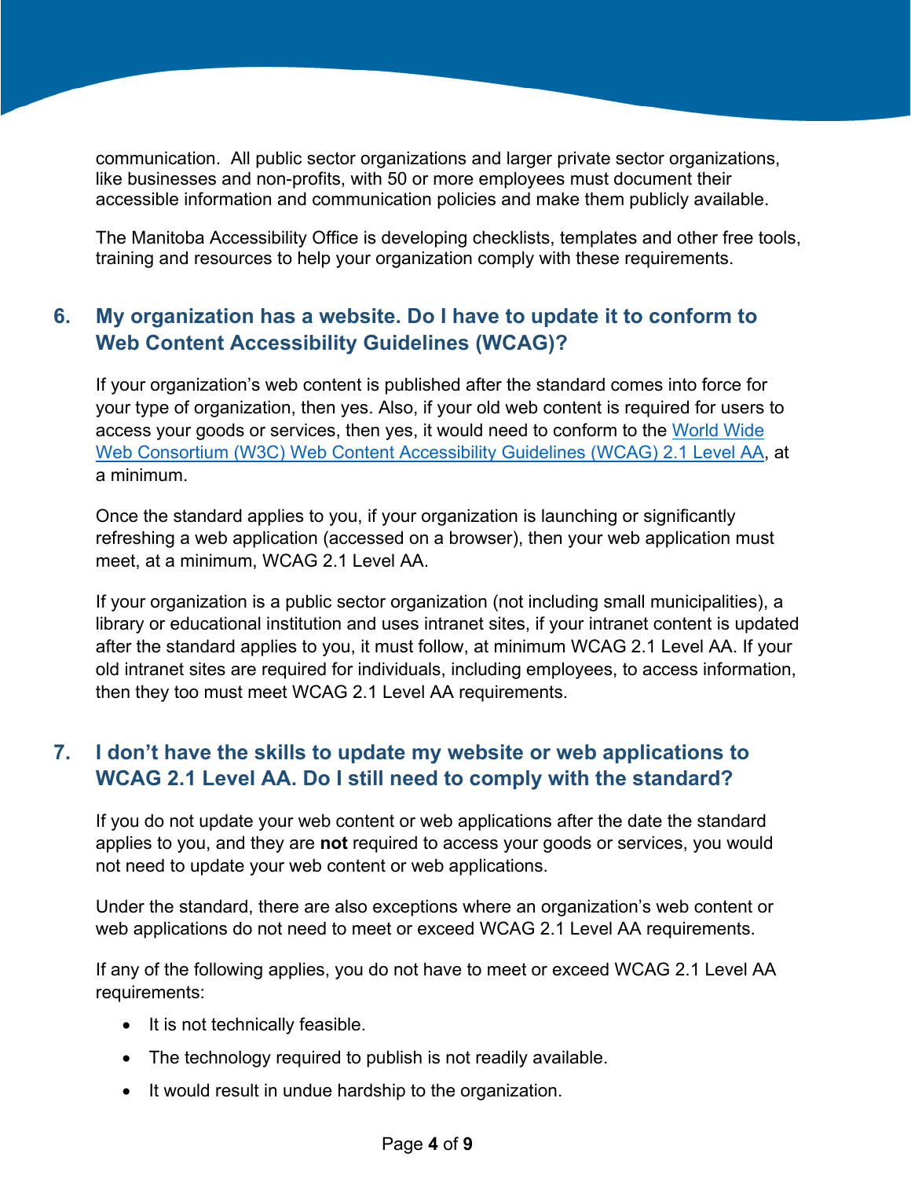communication. All public sector organizations and larger private sector organizations, like businesses and non-profits, with 50 or more employees must document their accessible information and communication policies and make them publicly available.

The Manitoba Accessibility Office is developing checklists, templates and other free tools, training and resources to help your organization comply with these requirements.

## 6. My organization has a website. Do I have to update it to conform to Web Content Accessibility Guidelines (WCAG)?

If your organization's web content is published after the standard comes into force for your type of organization, then yes. Also, if your old web content is required for users to access your goods or services, then yes, it would need to conform to the World Wide Web Consortium (W3C) Web Content Accessibility Guidelines (WCAG) 2.1 Level AA, at a minimum.

Once the standard applies to you, if your organization is launching or significantly refreshing a web application (accessed on a browser), then your web application must meet, at a minimum, WCAG 2.1 Level AA.

If your organization is a public sector organization (not including small municipalities), a library or educational institution and uses intranet sites, if your intranet content is updated after the standard applies to you, it must follow, at minimum WCAG 2.1 Level AA. If your old intranet sites are required for individuals, including employees, to access information, then they too must meet WCAG 2.1 Level AA requirements.

## 7. I don't have the skills to update my website or web applications to WCAG 2.1 Level AA. Do I still need to comply with the standard?

If you do not update your web content or web applications after the date the standard applies to you, and they are **not** required to access your goods or services, you would not need to update your web content or web applications.

Under the standard, there are also exceptions where an organization's web content or web applications do not need to meet or exceed WCAG 2.1 Level AA requirements.

If any of the following applies, you do not have to meet or exceed WCAG 2.1 Level AA requirements:

- It is not technically feasible.
- The technology required to publish is not readily available.
- It would result in undue hardship to the organization.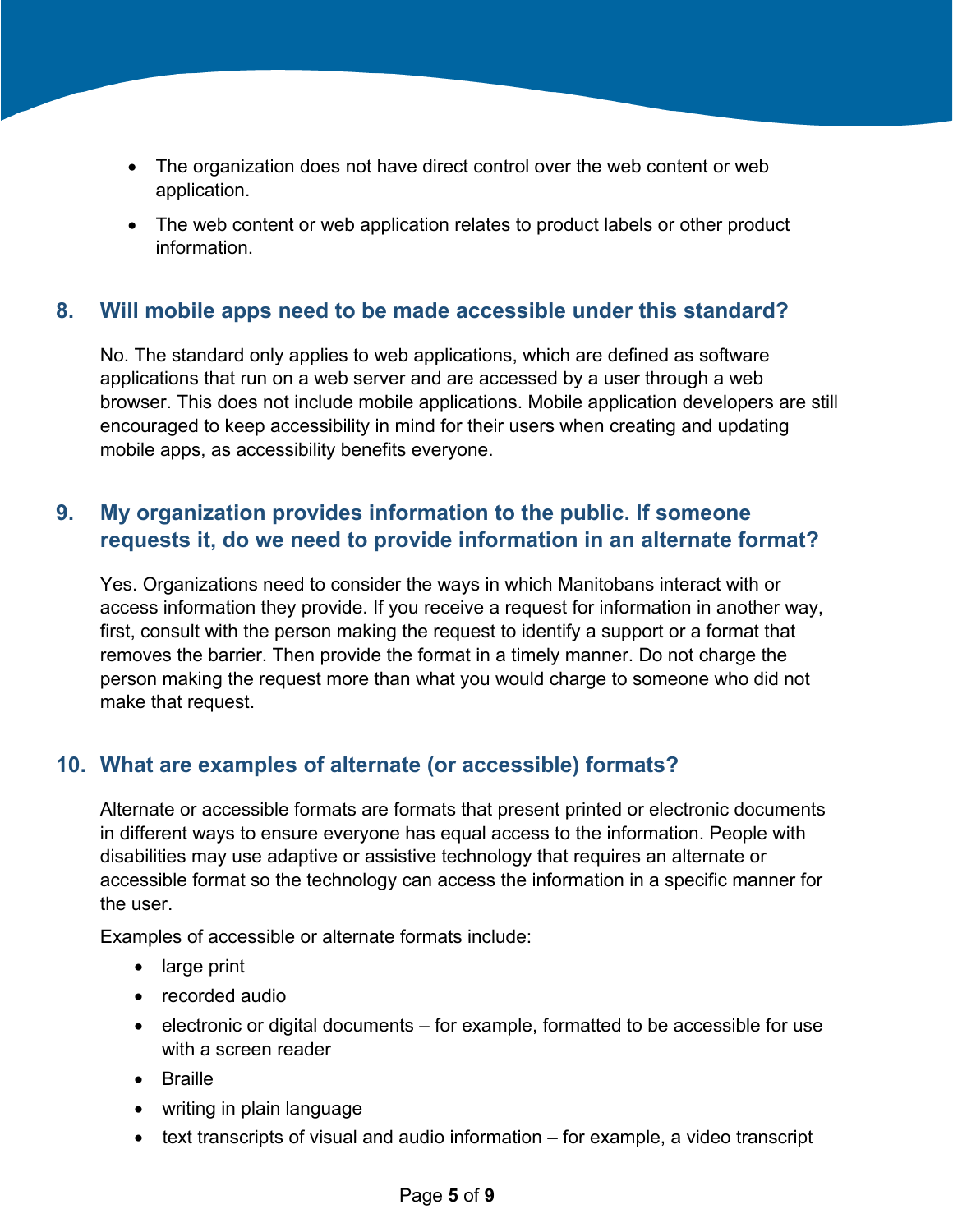- The organization does not have direct control over the web content or web application.
- The web content or web application relates to product labels or other product information.

## 8. Will mobile apps need to be made accessible under this standard?

No. The standard only applies to web applications, which are defined as software applications that run on a web server and are accessed by a user through a web browser. This does not include mobile applications. Mobile application developers are still encouraged to keep accessibility in mind for their users when creating and updating mobile apps, as accessibility benefits everyone.

## 9. My organization provides information to the public. If someone requests it, do we need to provide information in an alternate format?

Yes. Organizations need to consider the ways in which Manitobans interact with or access information they provide. If you receive a request for information in another way, first, consult with the person making the request to identify a support or a format that removes the barrier. Then provide the format in a timely manner. Do not charge the person making the request more than what you would charge to someone who did not make that request.

## 10. What are examples of alternate (or accessible) formats?

Alternate or accessible formats are formats that present printed or electronic documents in different ways to ensure everyone has equal access to the information. People with disabilities may use adaptive or assistive technology that requires an alternate or accessible format so the technology can access the information in a specific manner for the user.

Examples of accessible or alternate formats include:

- large print
- recorded audio
- electronic or digital documents – for example, formatted to be accessible for use with a screen reader
- Braille
- writing in plain language
- text transcripts of visual and audio information – for example, a video transcript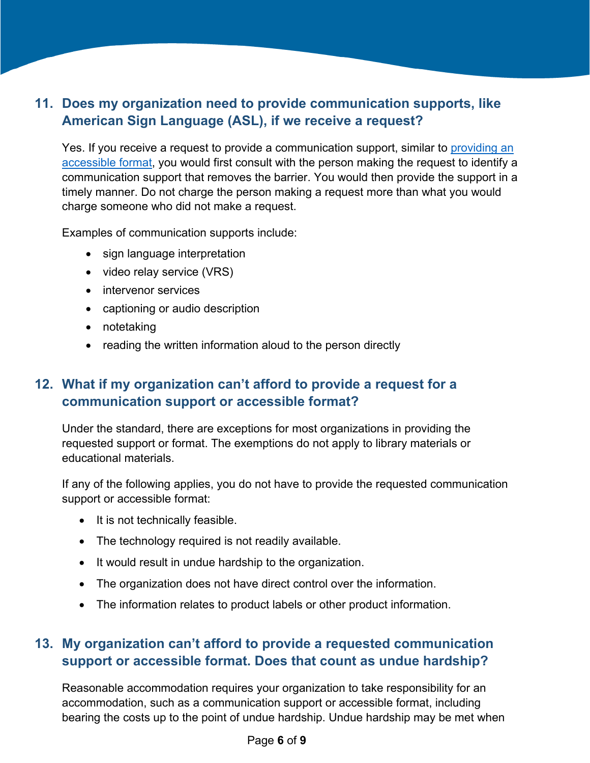## 11. Does my organization need to provide communication supports, like American Sign Language (ASL), if we receive a request?

Yes. If you receive a request to provide a communication support, similar to providing an accessible format, you would first consult with the person making the request to identify a communication support that removes the barrier. You would then provide the support in a timely manner. Do not charge the person making a request more than what you would charge someone who did not make a request.

Examples of communication supports include:

- sign language interpretation
- video relay service (VRS)
- intervenor services
- captioning or audio description
- notetaking
- reading the written information aloud to the person directly

## 12. What if my organization can't afford to provide a request for a communication support or accessible format?

Under the standard, there are exceptions for most organizations in providing the requested support or format. The exemptions do not apply to library materials or educational materials.

If any of the following applies, you do not have to provide the requested communication support or accessible format:

- It is not technically feasible.
- The technology required is not readily available.
- It would result in undue hardship to the organization.
- The organization does not have direct control over the information.
- The information relates to product labels or other product information.

## 13. My organization can't afford to provide a requested communication support or accessible format. Does that count as undue hardship?

Reasonable accommodation requires your organization to take responsibility for an accommodation, such as a communication support or accessible format, including bearing the costs up to the point of undue hardship. Undue hardship may be met when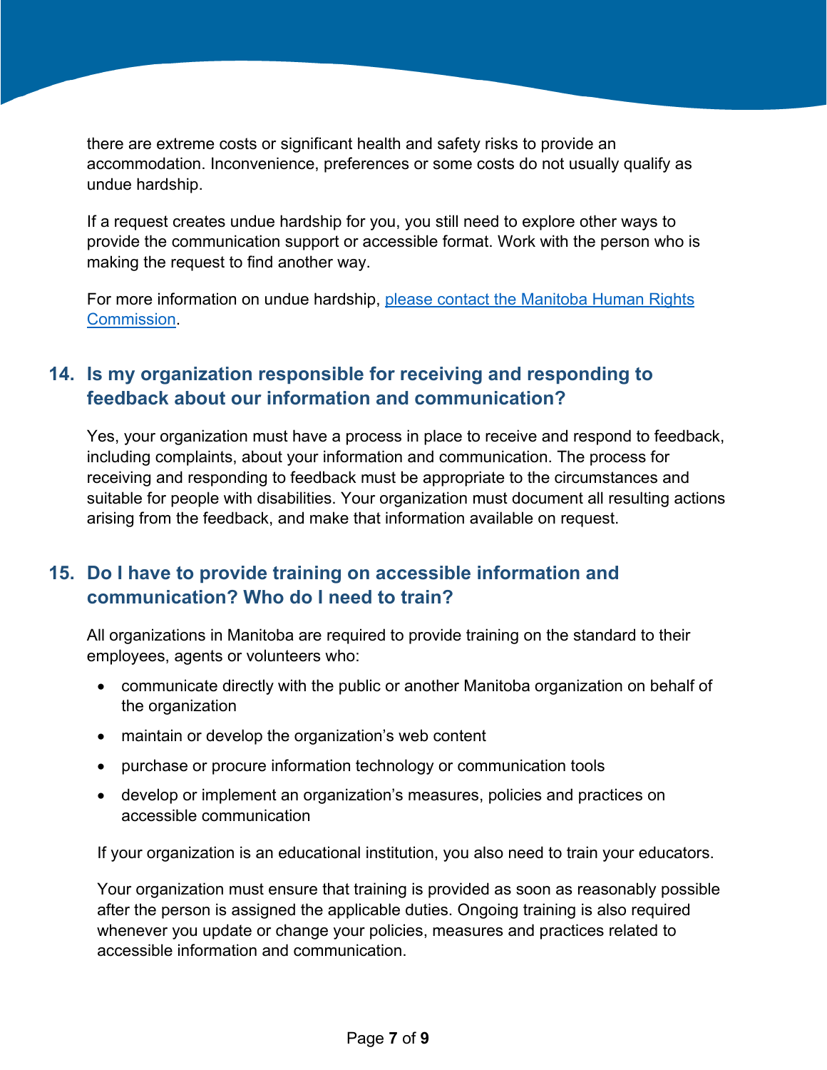there are extreme costs or significant health and safety risks to provide an accommodation. Inconvenience, preferences or some costs do not usually qualify as undue hardship.

If a request creates undue hardship for you, you still need to explore other ways to provide the communication support or accessible format. Work with the person who is making the request to find another way.

For more information on undue hardship, [please contact the Manitoba Human Rights Commission](#).

## 14. Is my organization responsible for receiving and responding to feedback about our information and communication?

Yes, your organization must have a process in place to receive and respond to feedback, including complaints, about your information and communication. The process for receiving and responding to feedback must be appropriate to the circumstances and suitable for people with disabilities. Your organization must document all resulting actions arising from the feedback, and make that information available on request.

## 15. Do I have to provide training on accessible information and communication? Who do I need to train?

All organizations in Manitoba are required to provide training on the standard to their employees, agents or volunteers who:

- communicate directly with the public or another Manitoba organization on behalf of the organization
- maintain or develop the organization's web content
- purchase or procure information technology or communication tools
- develop or implement an organization's measures, policies and practices on accessible communication

If your organization is an educational institution, you also need to train your educators.

Your organization must ensure that training is provided as soon as reasonably possible after the person is assigned the applicable duties. Ongoing training is also required whenever you update or change your policies, measures and practices related to accessible information and communication.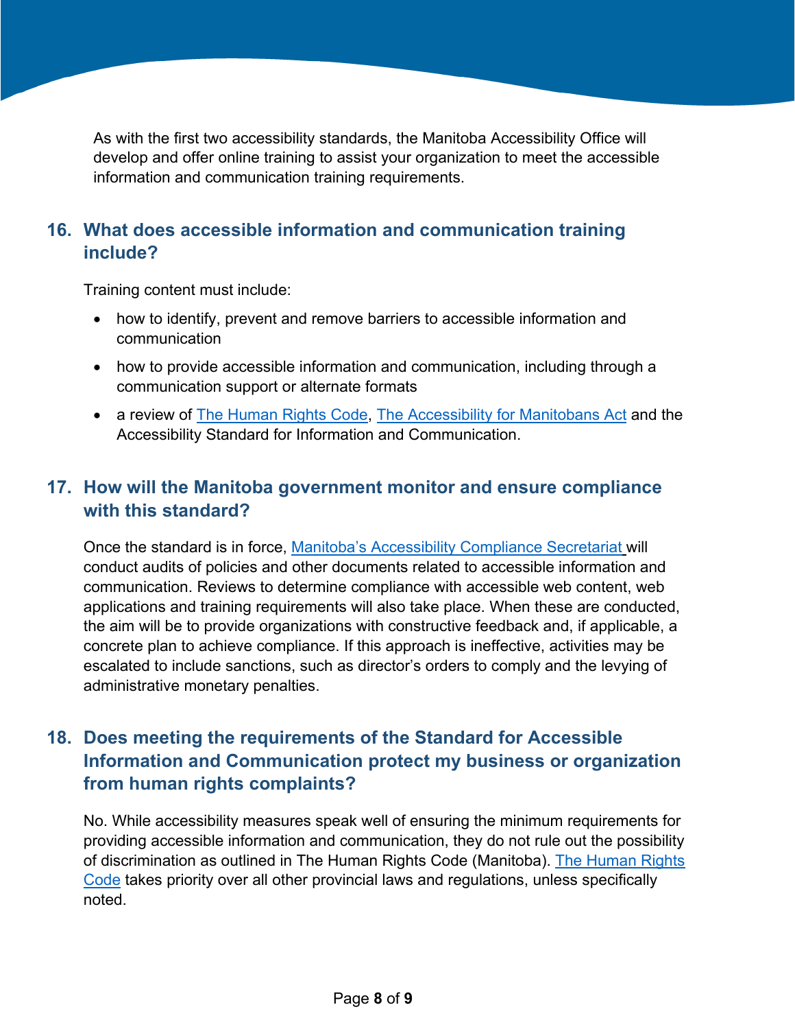As with the first two accessibility standards, the Manitoba Accessibility Office will develop and offer online training to assist your organization to meet the accessible information and communication training requirements.

## 16. What does accessible information and communication training include?

Training content must include:

- how to identify, prevent and remove barriers to accessible information and communication
- how to provide accessible information and communication, including through a communication support or alternate formats
- a review of The Human Rights Code, The Accessibility for Manitobans Act and the Accessibility Standard for Information and Communication.

## 17. How will the Manitoba government monitor and ensure compliance with this standard?

Once the standard is in force, Manitoba's Accessibility Compliance Secretariat will conduct audits of policies and other documents related to accessible information and communication. Reviews to determine compliance with accessible web content, web applications and training requirements will also take place. When these are conducted, the aim will be to provide organizations with constructive feedback and, if applicable, a concrete plan to achieve compliance. If this approach is ineffective, activities may be escalated to include sanctions, such as director's orders to comply and the levying of administrative monetary penalties.

## 18. Does meeting the requirements of the Standard for Accessible Information and Communication protect my business or organization from human rights complaints?

No. While accessibility measures speak well of ensuring the minimum requirements for providing accessible information and communication, they do not rule out the possibility of discrimination as outlined in The Human Rights Code (Manitoba). The Human Rights Code takes priority over all other provincial laws and regulations, unless specifically noted.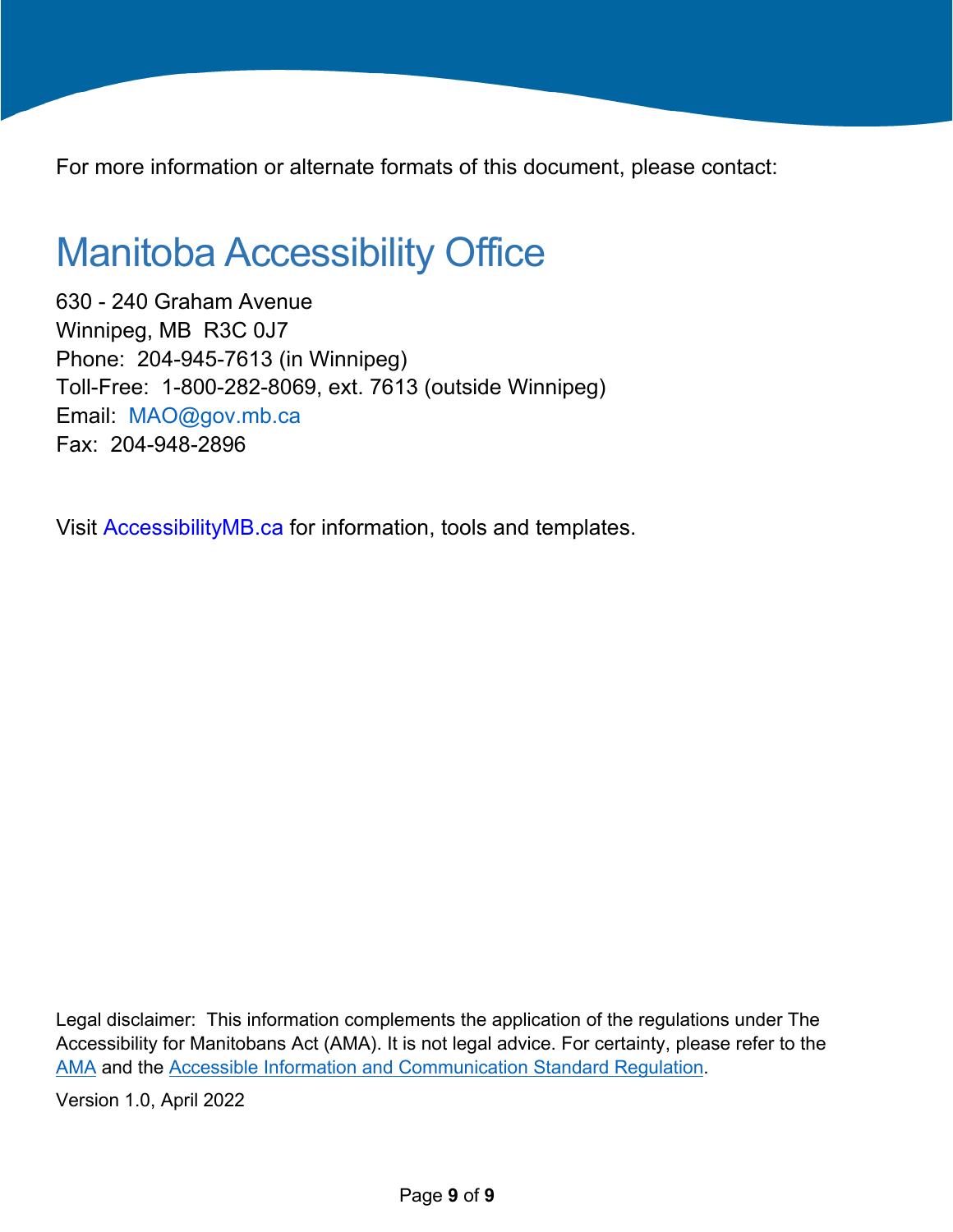For more information or alternate formats of this document, please contact:

# Manitoba Accessibility Office

630 - 240 Graham Avenue  
Winnipeg, MB  R3C 0J7  
Phone:  204-945-7613 (in Winnipeg)  
Toll-Free:  1-800-282-8069, ext. 7613 (outside Winnipeg)  
Email:  MAO@gov.mb.ca  
Fax:  204-948-2896

Visit AccessibilityMB.ca for information, tools and templates.

Legal disclaimer:  This information complements the application of the regulations under The Accessibility for Manitobans Act (AMA). It is not legal advice. For certainty, please refer to the AMA and the Accessible Information and Communication Standard Regulation.

Version 1.0, April 2022